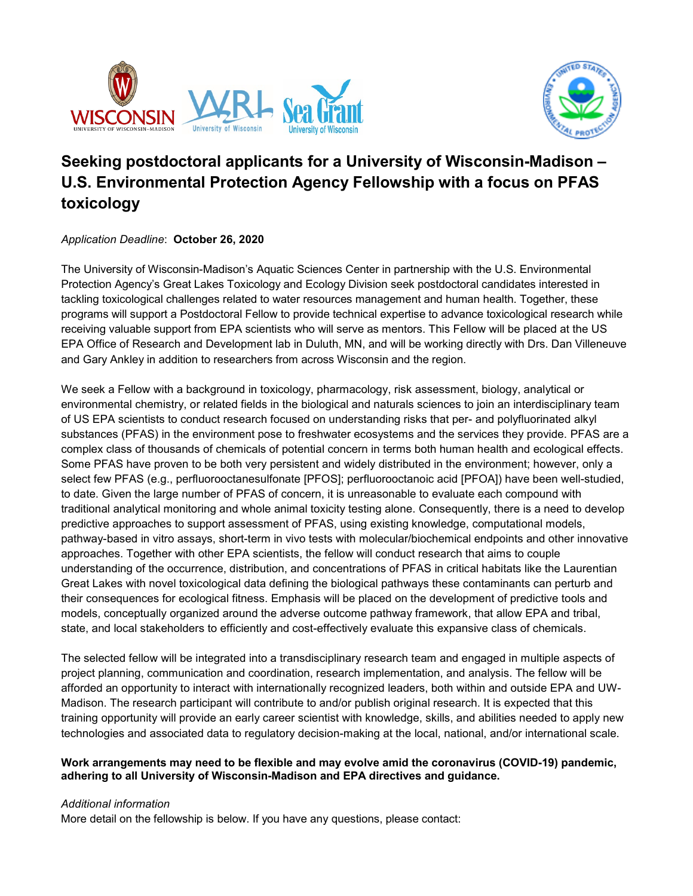# Seeking postdoctoral applicants for a University of Wisconsin-Madison – U.S. Environmental Protection Agency Fellowship with a focus on PFAS toxicology

*Application Deadline*: **October 26, 2020**

The University of Wisconsin-Madison's Aquatic Sciences Center in partnership with the U.S. Environmental Protection Agency's Great Lakes Toxicology and Ecology Division seek postdoctoral candidates interested in tackling toxicological challenges related to water resources management and human health. Together, these programs will support a Postdoctoral Fellow to provide technical expertise to advance toxicological research while receiving valuable support from EPA scientists who will serve as mentors. This Fellow will be placed at the US EPA Office of Research and Development lab in Duluth, MN, and will be working directly with Drs. Dan Villeneuve and Gary Ankley in addition to researchers from across Wisconsin and the region.

We seek a Fellow with a background in toxicology, pharmacology, risk assessment, biology, analytical or environmental chemistry, or related fields in the biological and naturals sciences to join an interdisciplinary team of US EPA scientists to conduct research focused on understanding risks that per- and polyfluorinated alkyl substances (PFAS) in the environment pose to freshwater ecosystems and the services they provide. PFAS are a complex class of thousands of chemicals of potential concern in terms both human health and ecological effects. Some PFAS have proven to be both very persistent and widely distributed in the environment; however, only a select few PFAS (e.g., perfluorooctanesulfonate [PFOS]; perfluorooctanoic acid [PFOA]) have been well-studied, to date. Given the large number of PFAS of concern, it is unreasonable to evaluate each compound with traditional analytical monitoring and whole animal toxicity testing alone. Consequently, there is a need to develop predictive approaches to support assessment of PFAS, using existing knowledge, computational models, pathway-based in vitro assays, short-term in vivo tests with molecular/biochemical endpoints and other innovative approaches. Together with other EPA scientists, the fellow will conduct research that aims to couple understanding of the occurrence, distribution, and concentrations of PFAS in critical habitats like the Laurentian Great Lakes with novel toxicological data defining the biological pathways these contaminants can perturb and their consequences for ecological fitness. Emphasis will be placed on the development of predictive tools and models, conceptually organized around the adverse outcome pathway framework, that allow EPA and tribal, state, and local stakeholders to efficiently and cost-effectively evaluate this expansive class of chemicals.

The selected fellow will be integrated into a transdisciplinary research team and engaged in multiple aspects of project planning, communication and coordination, research implementation, and analysis. The fellow will be afforded an opportunity to interact with internationally recognized leaders, both within and outside EPA and UW-Madison. The research participant will contribute to and/or publish original research. It is expected that this training opportunity will provide an early career scientist with knowledge, skills, and abilities needed to apply new technologies and associated data to regulatory decision-making at the local, national, and/or international scale.

**Work arrangements may need to be flexible and may evolve amid the coronavirus (COVID-19) pandemic, adhering to all University of Wisconsin-Madison and EPA directives and guidance.**

*Additional information*

More detail on the fellowship is below. If you have any questions, please contact: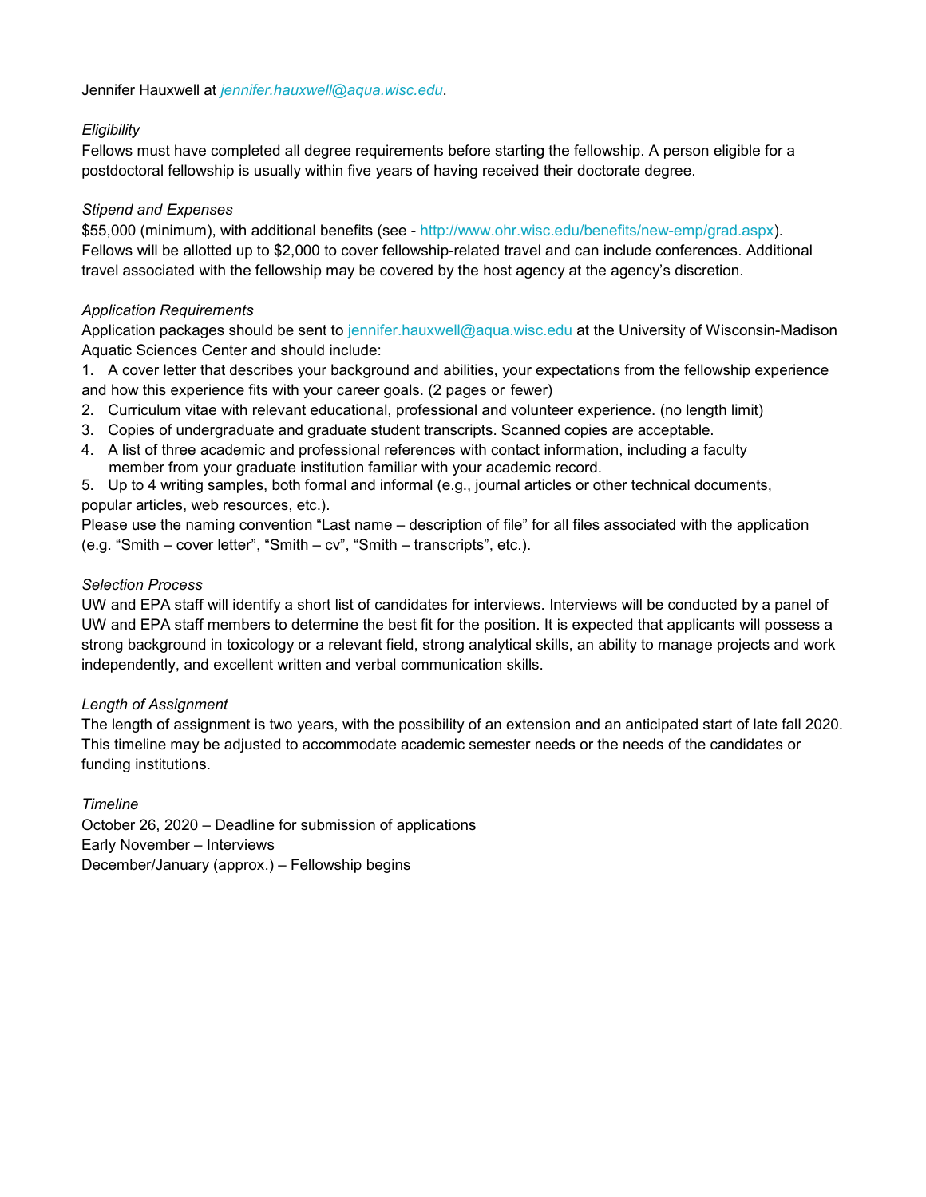Jennifer Hauxwell at *jennifer.hauxwell@aqua.wisc.edu*.

*Eligibility*

Fellows must have completed all degree requirements before starting the fellowship. A person eligible for a postdoctoral fellowship is usually within five years of having received their doctorate degree.

*Stipend and Expenses*

$55,000 (minimum), with additional benefits (see - http://www.ohr.wisc.edu/benefits/new-emp/grad.aspx). Fellows will be allotted up to $2,000 to cover fellowship-related travel and can include conferences. Additional travel associated with the fellowship may be covered by the host agency at the agency's discretion.

*Application Requirements*

Application packages should be sent to jennifer.hauxwell@aqua.wisc.edu at the University of Wisconsin-Madison Aquatic Sciences Center and should include:

1. A cover letter that describes your background and abilities, your expectations from the fellowship experience and how this experience fits with your career goals. (2 pages or fewer)
2. Curriculum vitae with relevant educational, professional and volunteer experience. (no length limit)
3. Copies of undergraduate and graduate student transcripts. Scanned copies are acceptable.
4. A list of three academic and professional references with contact information, including a faculty member from your graduate institution familiar with your academic record.
5. Up to 4 writing samples, both formal and informal (e.g., journal articles or other technical documents, popular articles, web resources, etc.).

Please use the naming convention "Last name – description of file" for all files associated with the application (e.g. "Smith – cover letter", "Smith – cv", "Smith – transcripts", etc.).

*Selection Process*

UW and EPA staff will identify a short list of candidates for interviews. Interviews will be conducted by a panel of UW and EPA staff members to determine the best fit for the position. It is expected that applicants will possess a strong background in toxicology or a relevant field, strong analytical skills, an ability to manage projects and work independently, and excellent written and verbal communication skills.

*Length of Assignment*

The length of assignment is two years, with the possibility of an extension and an anticipated start of late fall 2020. This timeline may be adjusted to accommodate academic semester needs or the needs of the candidates or funding institutions.

*Timeline*

October 26, 2020 – Deadline for submission of applications
Early November – Interviews
December/January (approx.) – Fellowship begins